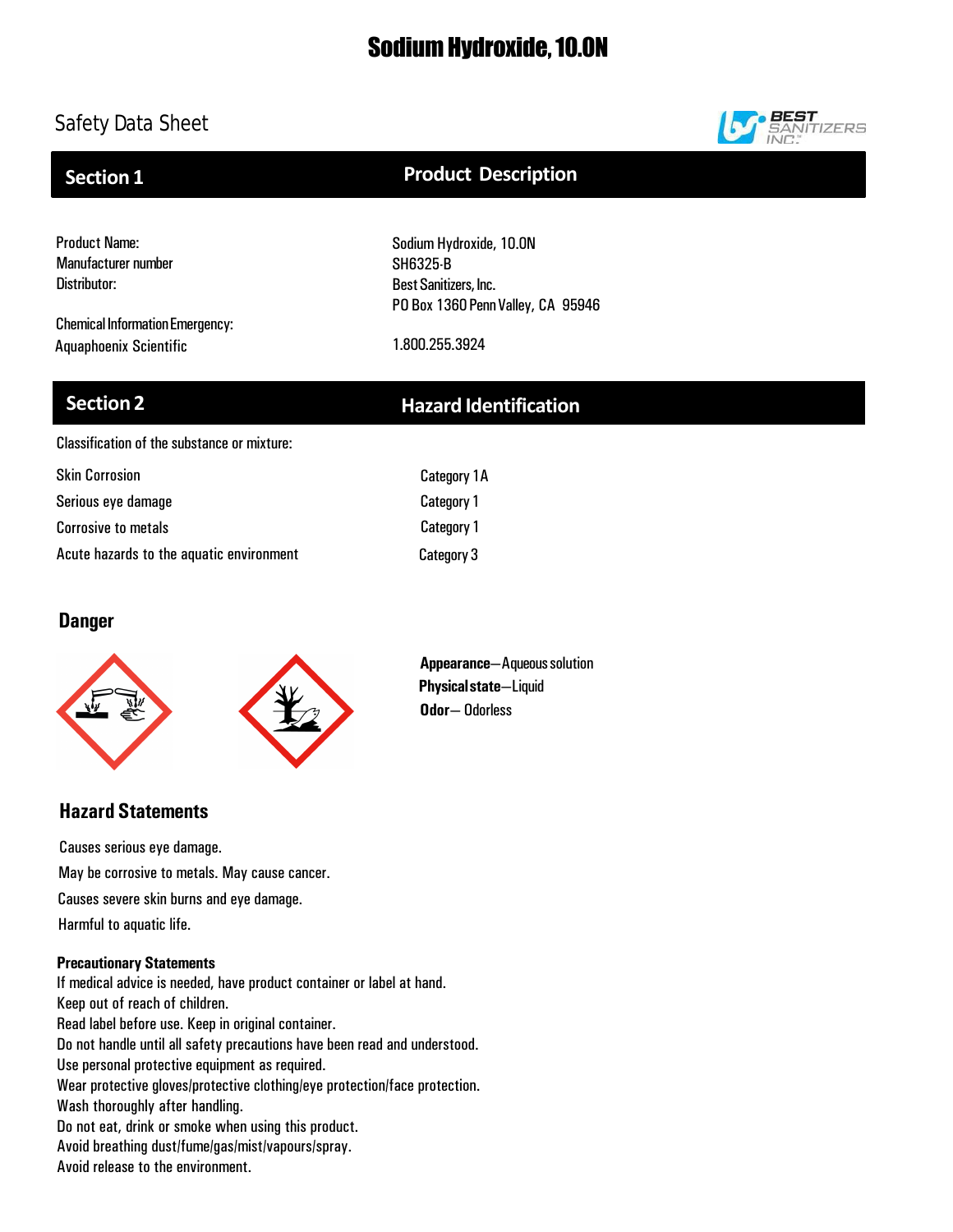# Sodium Hydroxide, 10.0N

Safety Data Sheet

## Section 1 — Product Description

| | |
|---|---|
| Product Name: | Sodium Hydroxide, 10.0N |
| Manufacturer number | SH6325-B |
| Distributor: | Best Sanitizers, Inc.<br>PO Box 1360 Penn Valley, CA 95946 |
| Chemical Information Emergency:<br>Aquaphoenix Scientific | 1.800.255.3924 |

## Section 2 — Hazard Identification

Classification of the substance or mixture:

| | |
|---|---|
| Skin Corrosion | Category 1A |
| Serious eye damage | Category 1 |
| Corrosive to metals | Category 1 |
| Acute hazards to the aquatic environment | Category 3 |

### Danger

**Appearance**—Aqueous solution
**Physical state**—Liquid
**Odor**— Odorless

### Hazard Statements

Causes serious eye damage.

May be corrosive to metals. May cause cancer.

Causes severe skin burns and eye damage.

Harmful to aquatic life.

**Precautionary Statements**

If medical advice is needed, have product container or label at hand.
Keep out of reach of children.
Read label before use. Keep in original container.
Do not handle until all safety precautions have been read and understood.
Use personal protective equipment as required.
Wear protective gloves/protective clothing/eye protection/face protection.
Wash thoroughly after handling.
Do not eat, drink or smoke when using this product.
Avoid breathing dust/fume/gas/mist/vapours/spray.
Avoid release to the environment.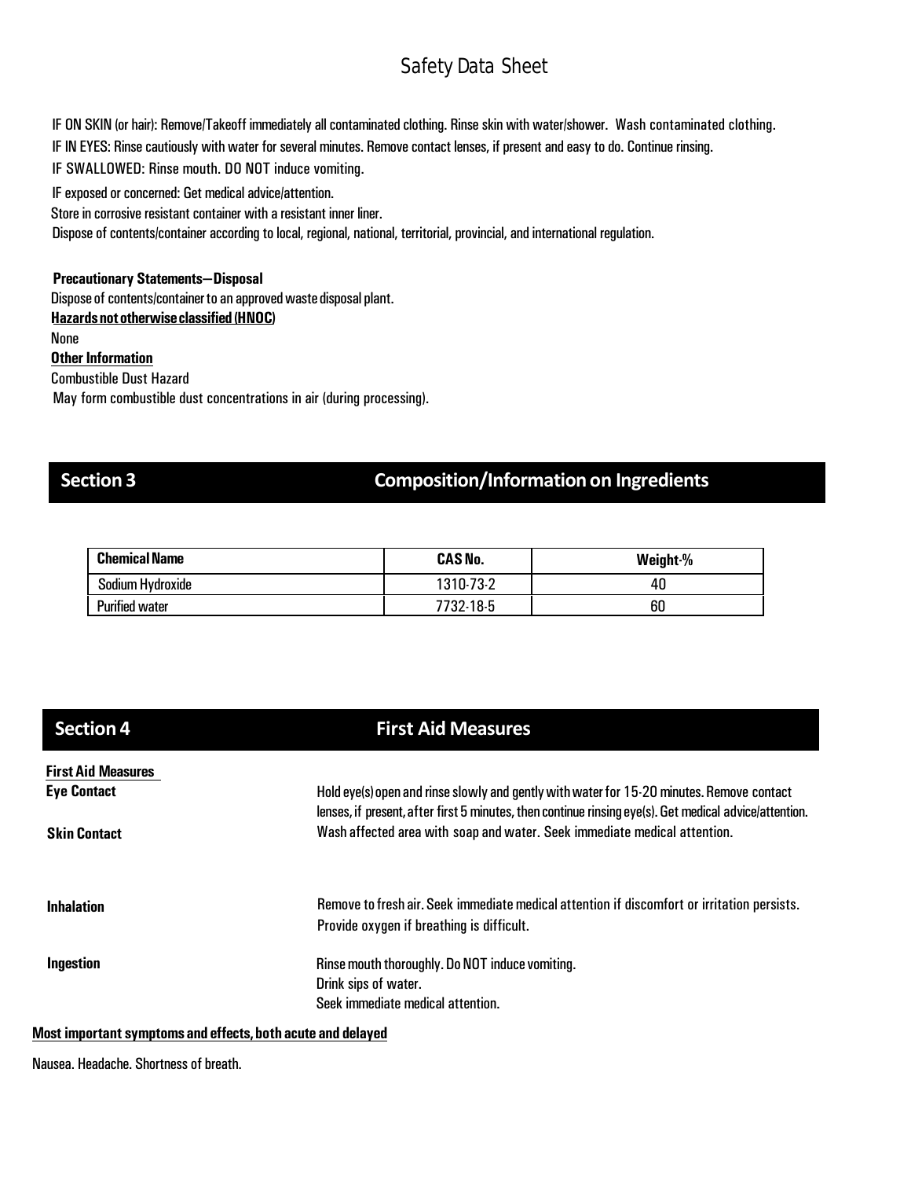IF ON SKIN (or hair): Remove/Takeoff immediately all contaminated clothing. Rinse skin with water/shower. Wash contaminated clothing.

IF IN EYES: Rinse cautiously with water for several minutes. Remove contact lenses, if present and easy to do. Continue rinsing.

IF SWALLOWED: Rinse mouth. DO NOT induce vomiting.

IF exposed or concerned: Get medical advice/attention.

Store in corrosive resistant container with a resistant inner liner.

Dispose of contents/container according to local, regional, national, territorial, provincial, and international regulation.

**Precautionary Statements—Disposal**

Dispose of contents/container to an approved waste disposal plant.

**Hazards not otherwise classified (HNOC)**

None

**Other Information**

Combustible Dust Hazard

May form combustible dust concentrations in air (during processing).

## Section 3 Composition/Information on Ingredients

| Chemical Name | CAS No. | Weight-% |
| --- | --- | --- |
| Sodium Hydroxide | 1310-73-2 | 40 |
| Purified water | 7732-18-5 | 60 |

## Section 4 First Aid Measures

**First Aid Measures**

**Eye Contact**
Hold eye(s) open and rinse slowly and gently with water for 15-20 minutes. Remove contact lenses, if present, after first 5 minutes, then continue rinsing eye(s). Get medical advice/attention.

**Skin Contact**
Wash affected area with soap and water. Seek immediate medical attention.

**Inhalation**
Remove to fresh air. Seek immediate medical attention if discomfort or irritation persists. Provide oxygen if breathing is difficult.

**Ingestion**
Rinse mouth thoroughly. Do NOT induce vomiting.
Drink sips of water.
Seek immediate medical attention.

**Most important symptoms and effects, both acute and delayed**

Nausea. Headache. Shortness of breath.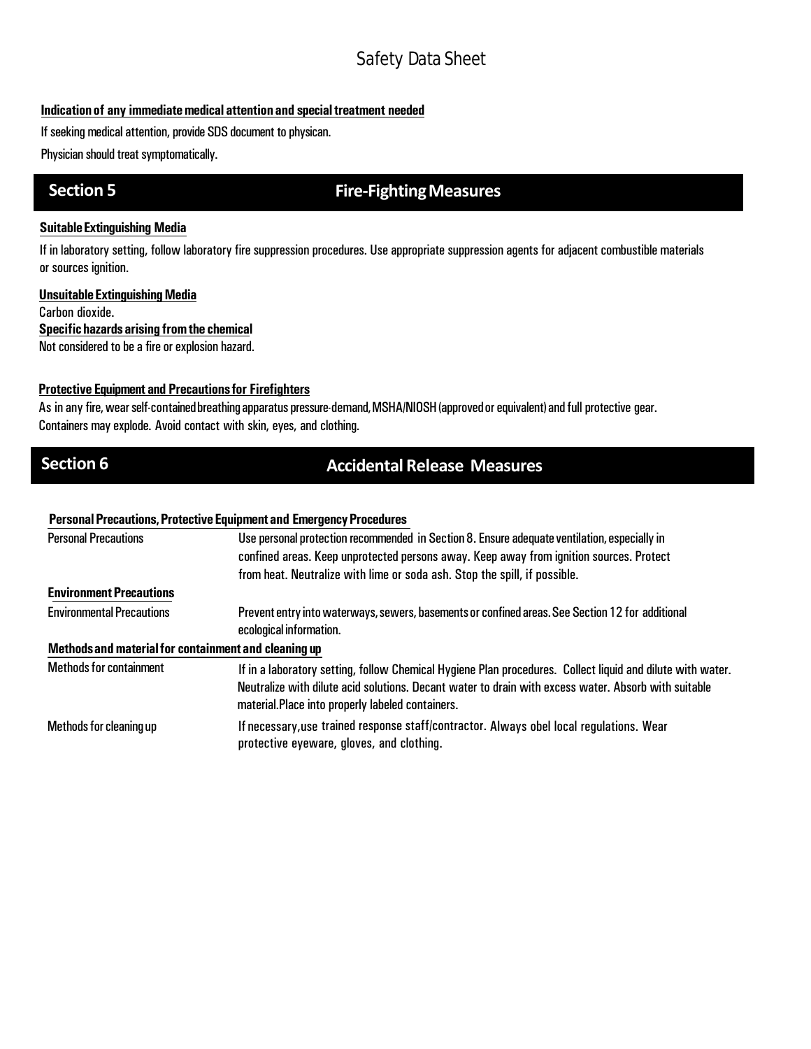**Indication of any immediate medical attention and special treatment needed**

If seeking medical attention, provide SDS document to physican.

Physician should treat symptomatically.

## Section 5 Fire-Fighting Measures

**Suitable Extinguishing Media**

If in laboratory setting, follow laboratory fire suppression procedures. Use appropriate suppression agents for adjacent combustible materials or sources ignition.

**Unsuitable Extinguishing Media**

Carbon dioxide.

**Specific hazards arising from the chemical**

Not considered to be a fire or explosion hazard.

**Protective Equipment and Precautions for Firefighters**

As in any fire, wear self-contained breathing apparatus pressure-demand, MSHA/NIOSH (approved or equivalent) and full protective gear. Containers may explode. Avoid contact with skin, eyes, and clothing.

## Section 6 Accidental Release Measures

**Personal Precautions, Protective Equipment and Emergency Procedures**

| | |
|---|---|
| Personal Precautions | Use personal protection recommended in Section 8. Ensure adequate ventilation, especially in confined areas. Keep unprotected persons away. Keep away from ignition sources. Protect from heat. Neutralize with lime or soda ash. Stop the spill, if possible. |
| **Environment Precautions** | |
| Environmental Precautions | Prevent entry into waterways, sewers, basements or confined areas. See Section 12 for additional ecological information. |
| **Methods and material for containment and cleaning up** | |
| Methods for containment | If in a laboratory setting, follow Chemical Hygiene Plan procedures. Collect liquid and dilute with water. Neutralize with dilute acid solutions. Decant water to drain with excess water. Absorb with suitable material.Place into properly labeled containers. |
| Methods for cleaning up | If necessary,use trained response staff/contractor. Always obel local regulations. Wear protective eyeware, gloves, and clothing. |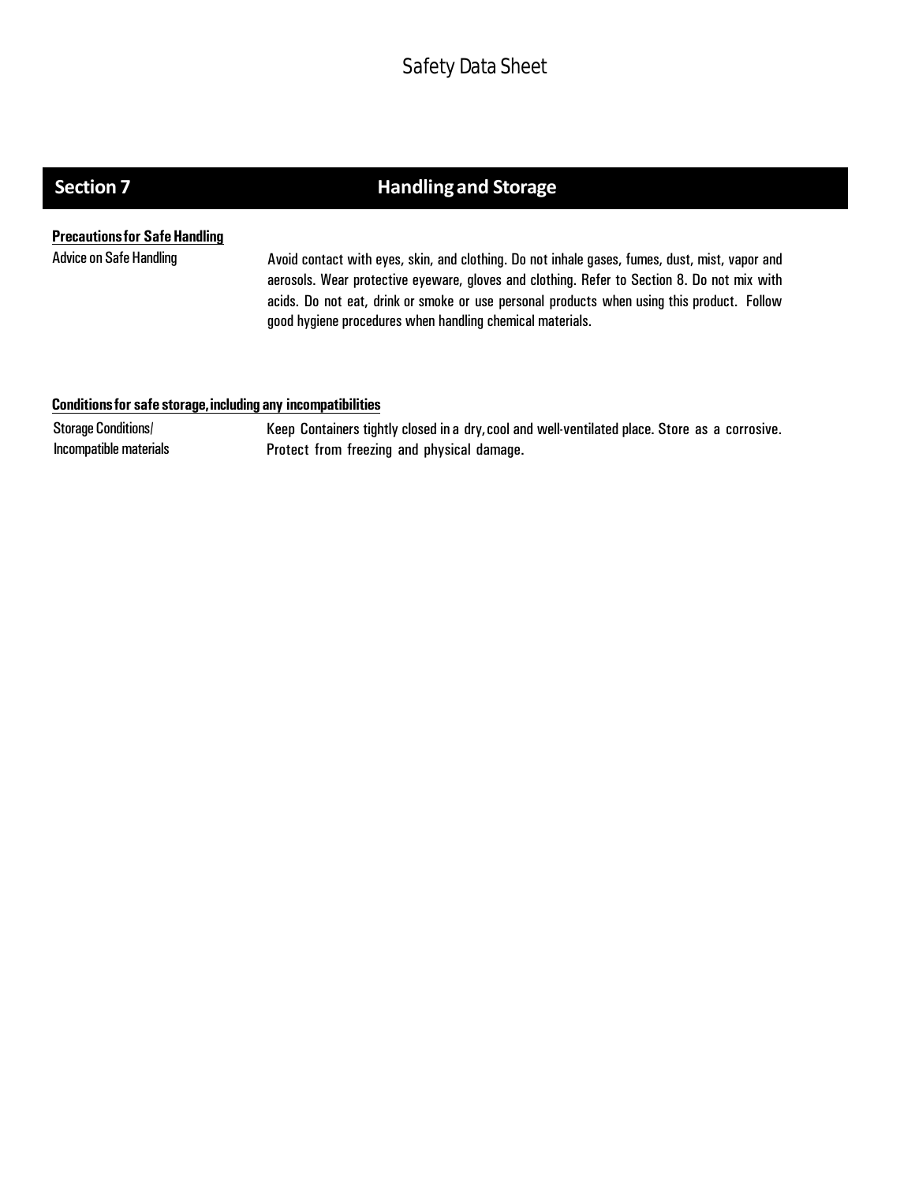## Section 7 Handling and Storage

**Precautions for Safe Handling**

| | |
|---|---|
| Advice on Safe Handling | Avoid contact with eyes, skin, and clothing. Do not inhale gases, fumes, dust, mist, vapor and aerosols. Wear protective eyeware, gloves and clothing. Refer to Section 8. Do not mix with acids. Do not eat, drink or smoke or use personal products when using this product. Follow good hygiene procedures when handling chemical materials. |

**Conditions for safe storage, including any incompatibilities**

| | |
|---|---|
| Storage Conditions/ Incompatible materials | Keep Containers tightly closed in a dry, cool and well-ventilated place. Store as a corrosive. Protect from freezing and physical damage. |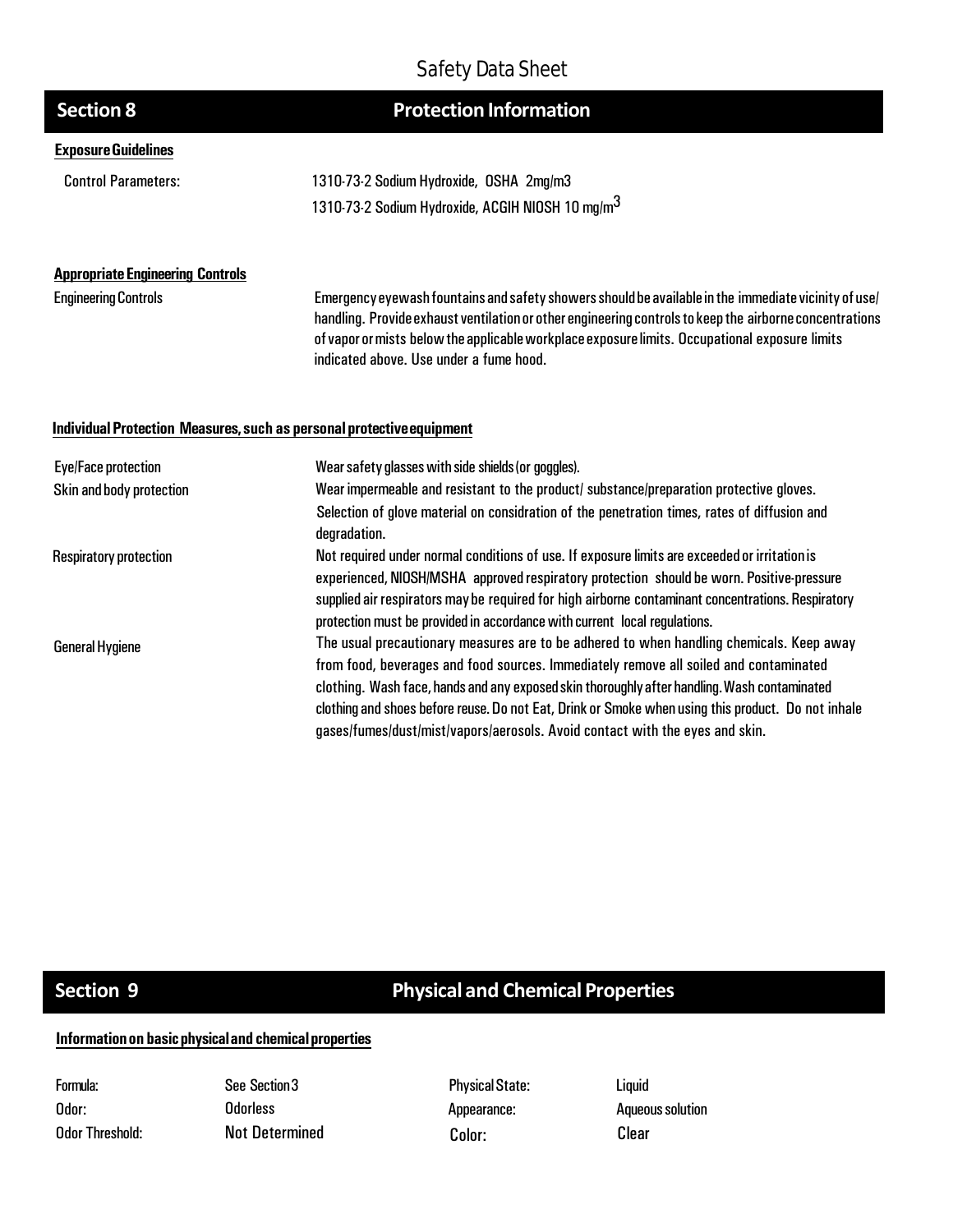Safety Data Sheet

## Section 8 Protection Information

**Exposure Guidelines**

Control Parameters: 1310-73-2 Sodium Hydroxide, OSHA 2mg/m3
1310-73-2 Sodium Hydroxide, ACGIH NIOSH 10 mg/$m^3$

**Appropriate Engineering Controls**

Engineering Controls: Emergency eyewash fountains and safety showers should be available in the immediate vicinity of use/handling. Provide exhaust ventilation or other engineering controls to keep the airborne concentrations of vapor or mists below the applicable workplace exposure limits. Occupational exposure limits indicated above. Use under a fume hood.

**Individual Protection Measures, such as personal protective equipment**

| | |
|---|---|
| Eye/Face protection | Wear safety glasses with side shields (or goggles). |
| Skin and body protection | Wear impermeable and resistant to the product/ substance/preparation protective gloves. Selection of glove material on considration of the penetration times, rates of diffusion and degradation. |
| Respiratory protection | Not required under normal conditions of use. If exposure limits are exceeded or irritation is experienced, NIOSH/MSHA approved respiratory protection should be worn. Positive-pressure supplied air respirators may be required for high airborne contaminant concentrations. Respiratory protection must be provided in accordance with current local regulations. |
| General Hygiene | The usual precautionary measures are to be adhered to when handling chemicals. Keep away from food, beverages and food sources. Immediately remove all soiled and contaminated clothing. Wash face, hands and any exposed skin thoroughly after handling. Wash contaminated clothing and shoes before reuse. Do not Eat, Drink or Smoke when using this product. Do not inhale gases/fumes/dust/mist/vapors/aerosols. Avoid contact with the eyes and skin. |

## Section 9 Physical and Chemical Properties

**Information on basic physical and chemical properties**

| | | | |
|---|---|---|---|
| Formula: | See Section 3 | Physical State: | Liquid |
| Odor: | Odorless | Appearance: | Aqueous solution |
| Odor Threshold: | Not Determined | Color: | Clear |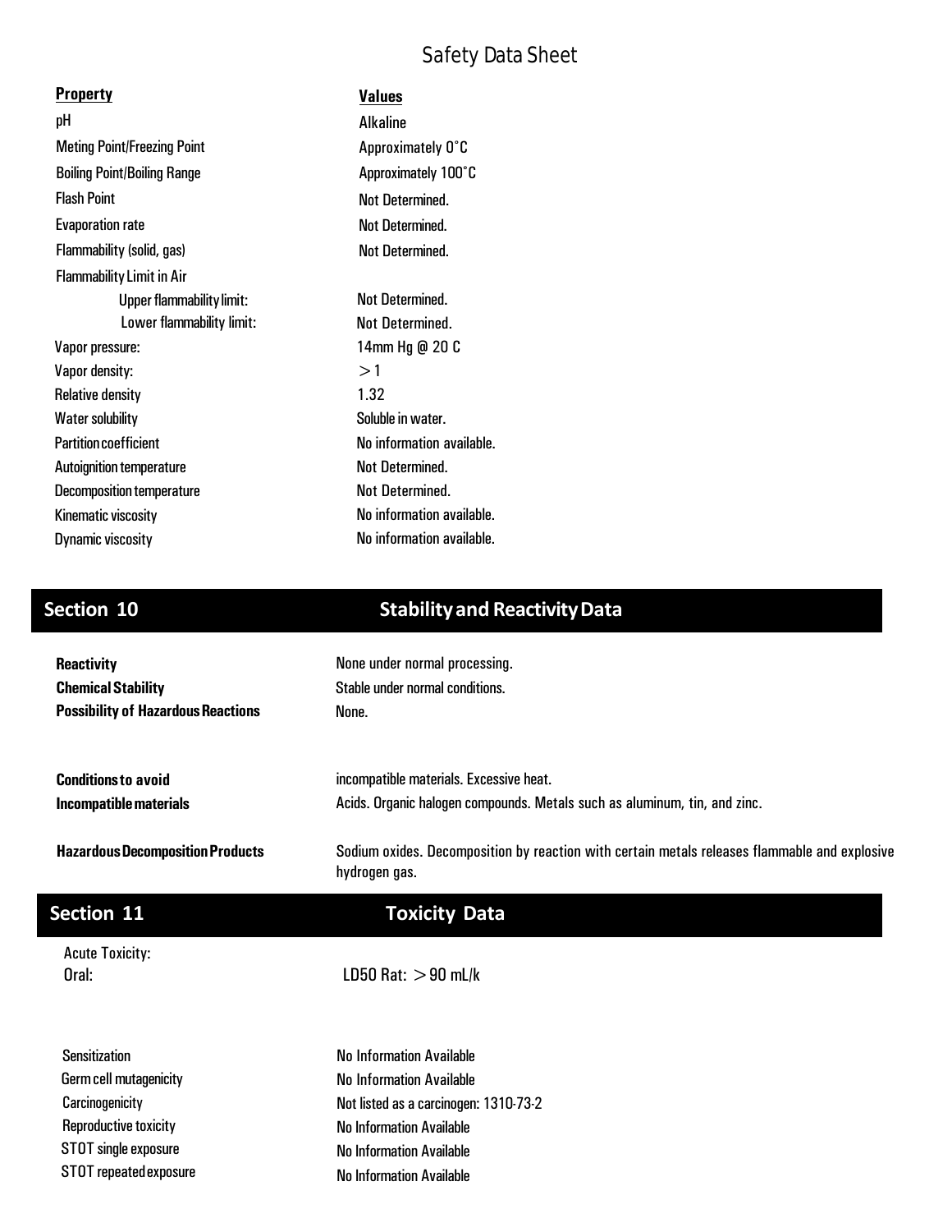Safety Data Sheet

| **Property** | **Values** |
|---|---|
| pH | Alkaline |
| Meting Point/Freezing Point | Approximately 0˚C |
| Boiling Point/Boiling Range | Approximately 100˚C |
| Flash Point | Not Determined. |
| Evaporation rate | Not Determined. |
| Flammability (solid, gas) | Not Determined. |
| Flammability Limit in Air | |
| Upper flammability limit: | Not Determined. |
| Lower flammability limit: | Not Determined. |
| Vapor pressure: | 14mm Hg @ 20 C |
| Vapor density: | > 1 |
| Relative density | 1.32 |
| Water solubility | Soluble in water. |
| Partition coefficient | No information available. |
| Autoignition temperature | Not Determined. |
| Decomposition temperature | Not Determined. |
| Kinematic viscosity | No information available. |
| Dynamic viscosity | No information available. |

## Section 10 Stability and Reactivity Data

**Reactivity** None under normal processing.

**Chemical Stability** Stable under normal conditions.

**Possibility of Hazardous Reactions** None.

**Conditions to avoid** incompatible materials. Excessive heat.

**Incompatible materials** Acids. Organic halogen compounds. Metals such as aluminum, tin, and zinc.

**Hazardous Decomposition Products** Sodium oxides. Decomposition by reaction with certain metals releases flammable and explosive hydrogen gas.

## Section 11 Toxicity Data

Acute Toxicity:

Oral: LD50 Rat: > 90 mL/k

| | |
|---|---|
| Sensitization | No Information Available |
| Germ cell mutagenicity | No Information Available |
| Carcinogenicity | Not listed as a carcinogen: 1310-73-2 |
| Reproductive toxicity | No Information Available |
| STOT single exposure | No Information Available |
| STOT repeated exposure | No Information Available |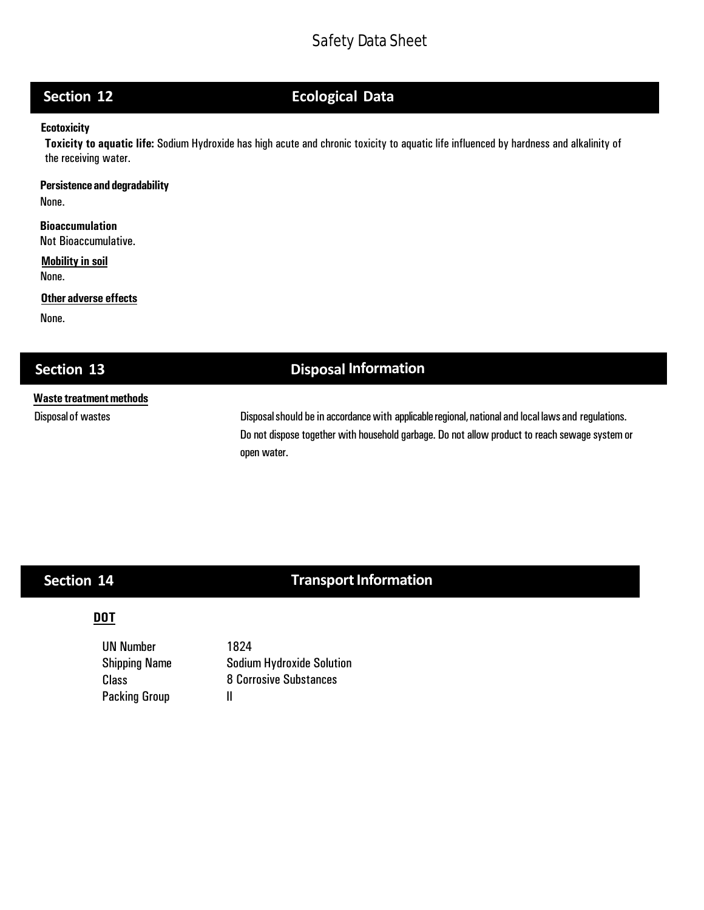## Section 12 Ecological Data

**Ecotoxicity**

**Toxicity to aquatic life:** Sodium Hydroxide has high acute and chronic toxicity to aquatic life influenced by hardness and alkalinity of the receiving water.

**Persistence and degradability**

None.

**Bioaccumulation**

Not Bioaccumulative.

**Mobility in soil**

None.

**Other adverse effects**

None.

## Section 13 Disposal Information

**Waste treatment methods**

| | |
|---|---|
| Disposal of wastes | Disposal should be in accordance with applicable regional, national and local laws and regulations. Do not dispose together with household garbage. Do not allow product to reach sewage system or open water. |

## Section 14 Transport Information

**DOT**

| | |
|---|---|
| UN Number | 1824 |
| Shipping Name | Sodium Hydroxide Solution |
| Class | 8 Corrosive Substances |
| Packing Group | II |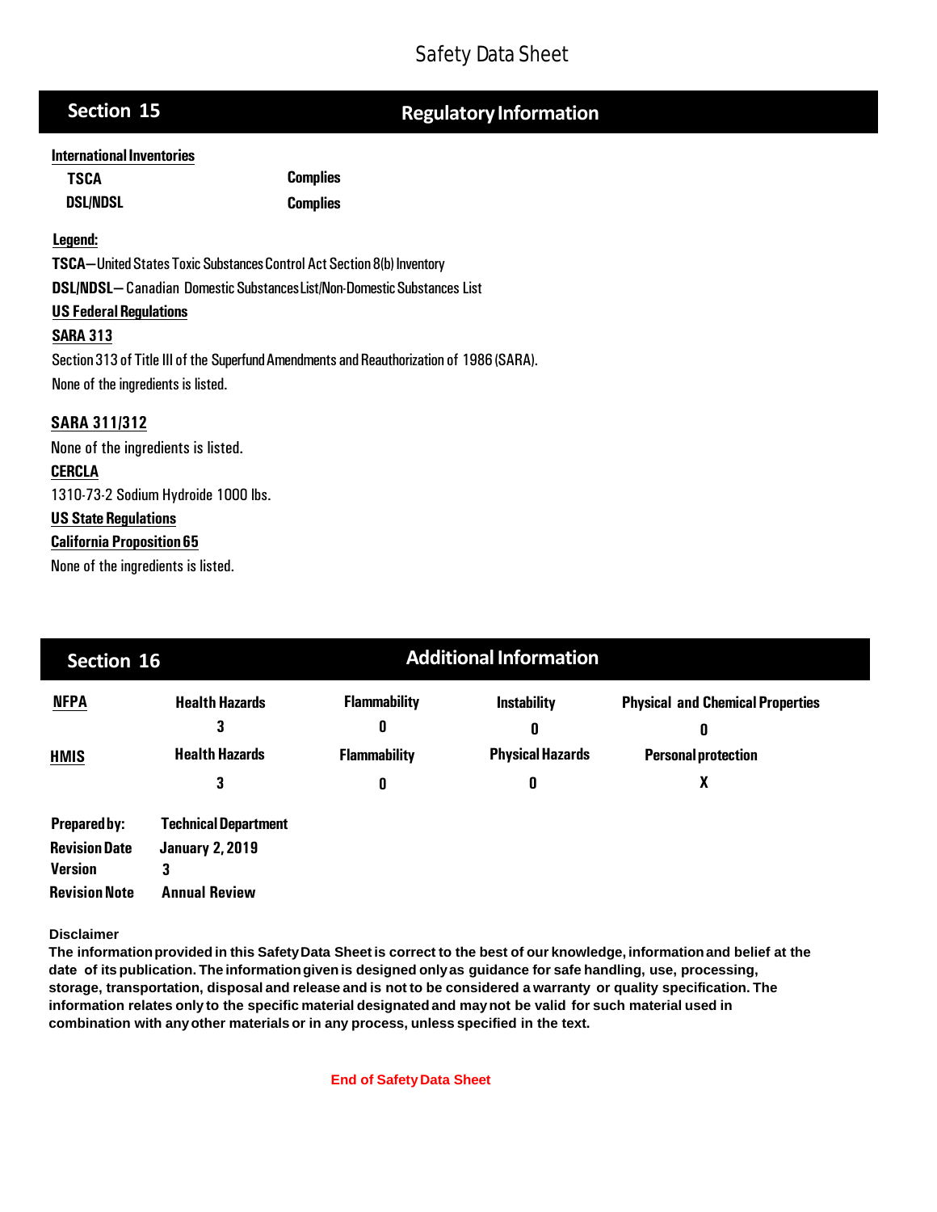Safety Data Sheet

## Section 15 — Regulatory Information

**International Inventories**

| | |
|---|---|
| **TSCA** | **Complies** |
| **DSL/NDSL** | **Complies** |

**Legend:**

**TSCA**—United States Toxic Substances Control Act Section 8(b) Inventory

**DSL/NDSL**— Canadian Domestic Substances List/Non-Domestic Substances List

**US Federal Regulations**

**SARA 313**

Section 313 of Title III of the Superfund Amendments and Reauthorization of 1986 (SARA).

None of the ingredients is listed.

**SARA 311/312**

None of the ingredients is listed.

**CERCLA**

1310-73-2 Sodium Hydroide 1000 lbs.

**US State Regulations**

**California Proposition 65**

None of the ingredients is listed.

## Section 16 — Additional Information

| | | | | |
|---|---|---|---|---|
| **NFPA** | **Health Hazards** | **Flammability** | **Instability** | **Physical and Chemical Properties** |
| | **3** | **0** | **0** | **0** |
| **HMIS** | **Health Hazards** | **Flammability** | **Physical Hazards** | **Personal protection** |
| | **3** | **0** | **0** | **X** |

| | |
|---|---|
| **Prepared by:** | **Technical Department** |
| **Revision Date** | **January 2, 2019** |
| **Version** | **3** |
| **Revision Note** | **Annual Review** |

**Disclaimer**

**The information provided in this Safety Data Sheet is correct to the best of our knowledge, information and belief at the date of its publication. The information given is designed only as guidance for safe handling, use, processing, storage, transportation, disposal and release and is not to be considered a warranty or quality specification. The information relates only to the specific material designated and may not be valid for such material used in combination with any other materials or in any process, unless specified in the text.**

**End of Safety Data Sheet**